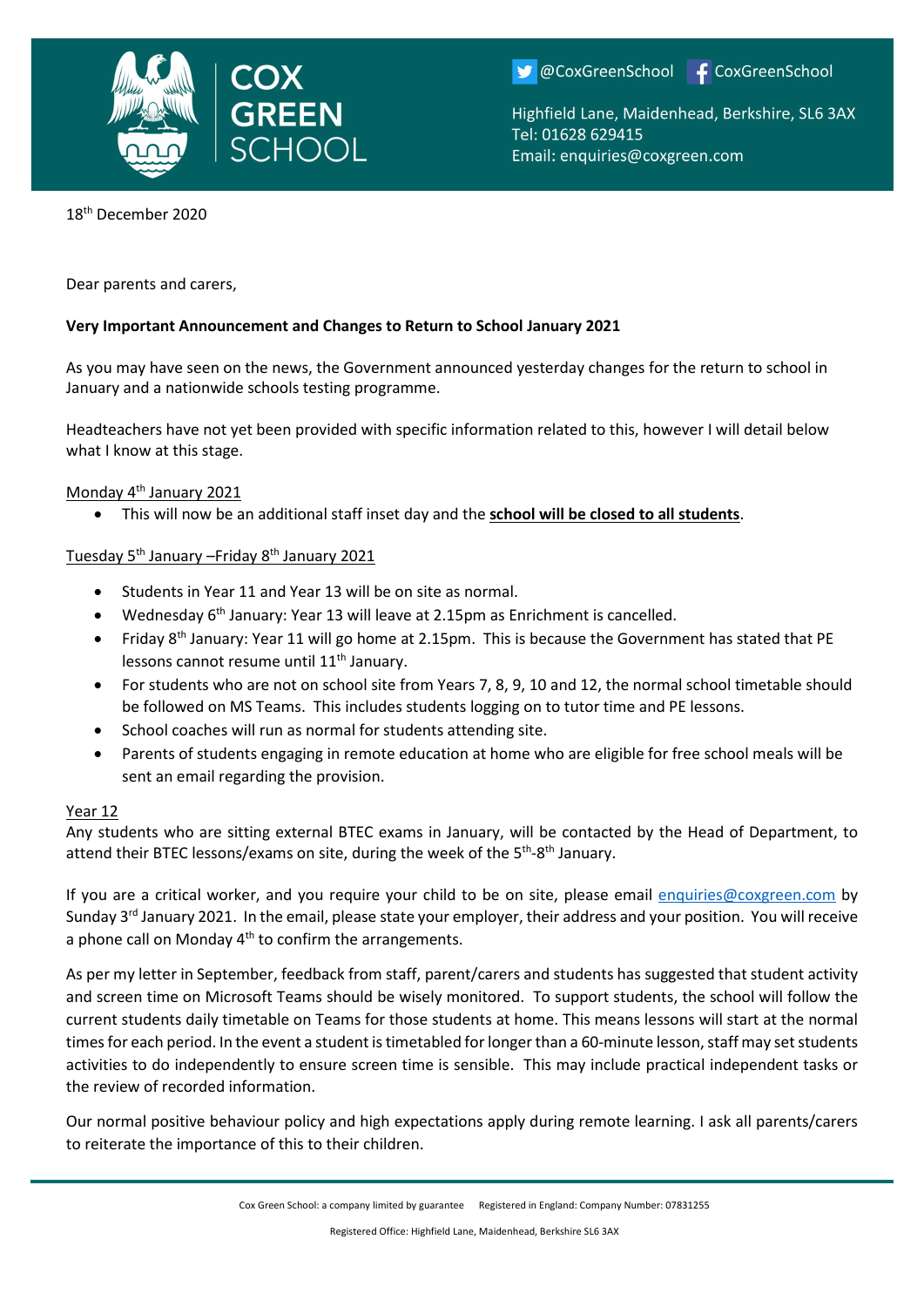COX GREEN SCHOOL

@CoxGreenSchool CoxGreenSchool

Highfield Lane, Maidenhead, Berkshire, SL6 3AX
Tel: 01628 629415
Email: enquiries@coxgreen.com

18th December 2020

Dear parents and carers,

**Very Important Announcement and Changes to Return to School January 2021**

As you may have seen on the news, the Government announced yesterday changes for the return to school in January and a nationwide schools testing programme.

Headteachers have not yet been provided with specific information related to this, however I will detail below what I know at this stage.

Monday 4th January 2021

- This will now be an additional staff inset day and the **school will be closed to all students**.

Tuesday 5th January –Friday 8th January 2021

- Students in Year 11 and Year 13 will be on site as normal.
- Wednesday 6th January: Year 13 will leave at 2.15pm as Enrichment is cancelled.
- Friday 8th January: Year 11 will go home at 2.15pm. This is because the Government has stated that PE lessons cannot resume until 11th January.
- For students who are not on school site from Years 7, 8, 9, 10 and 12, the normal school timetable should be followed on MS Teams. This includes students logging on to tutor time and PE lessons.
- School coaches will run as normal for students attending site.
- Parents of students engaging in remote education at home who are eligible for free school meals will be sent an email regarding the provision.

Year 12

Any students who are sitting external BTEC exams in January, will be contacted by the Head of Department, to attend their BTEC lessons/exams on site, during the week of the 5th-8th January.

If you are a critical worker, and you require your child to be on site, please email enquiries@coxgreen.com by Sunday 3rd January 2021. In the email, please state your employer, their address and your position. You will receive a phone call on Monday 4th to confirm the arrangements.

As per my letter in September, feedback from staff, parent/carers and students has suggested that student activity and screen time on Microsoft Teams should be wisely monitored. To support students, the school will follow the current students daily timetable on Teams for those students at home. This means lessons will start at the normal times for each period. In the event a student is timetabled for longer than a 60-minute lesson, staff may set students activities to do independently to ensure screen time is sensible. This may include practical independent tasks or the review of recorded information.

Our normal positive behaviour policy and high expectations apply during remote learning. I ask all parents/carers to reiterate the importance of this to their children.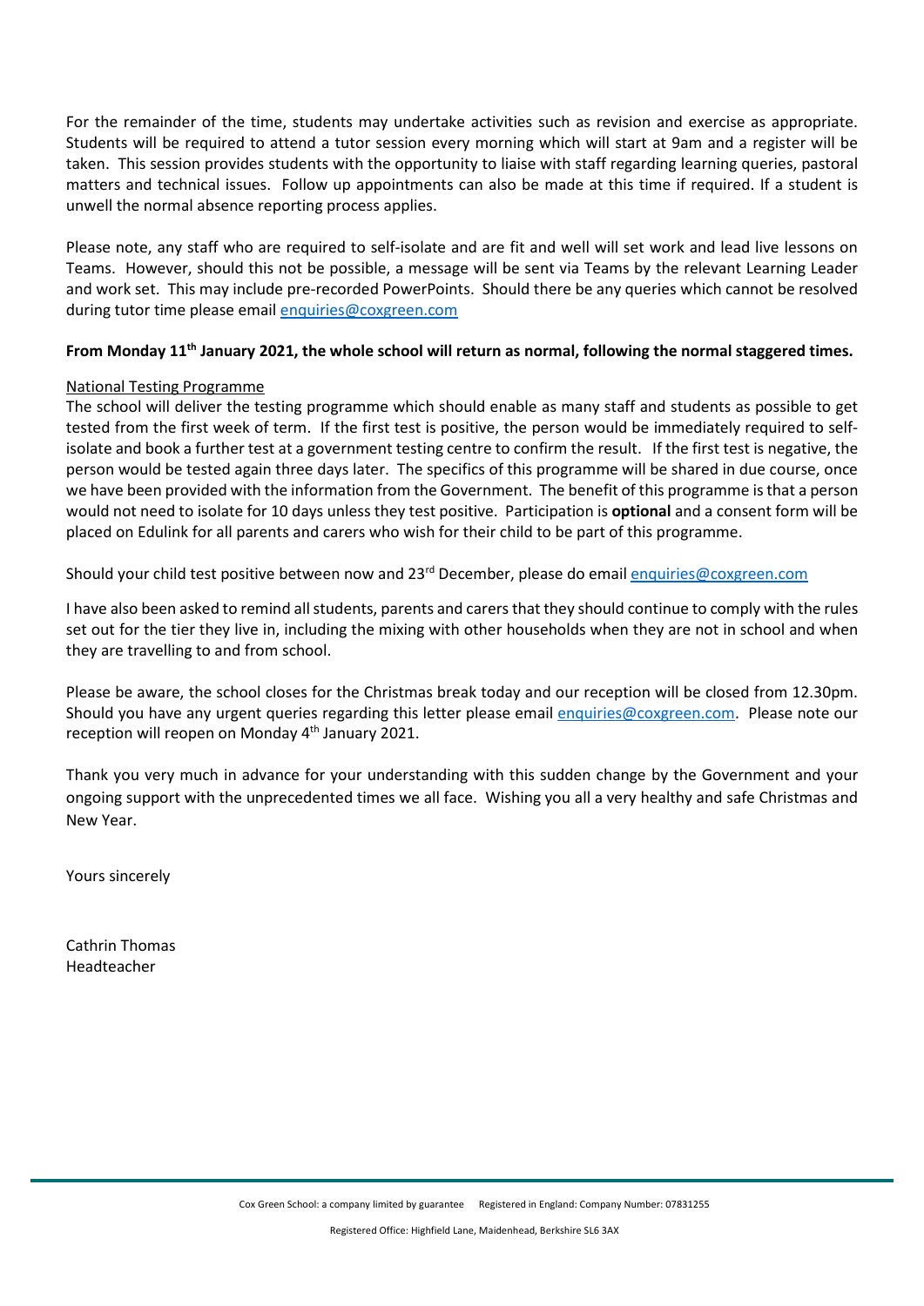For the remainder of the time, students may undertake activities such as revision and exercise as appropriate. Students will be required to attend a tutor session every morning which will start at 9am and a register will be taken. This session provides students with the opportunity to liaise with staff regarding learning queries, pastoral matters and technical issues. Follow up appointments can also be made at this time if required. If a student is unwell the normal absence reporting process applies.

Please note, any staff who are required to self-isolate and are fit and well will set work and lead live lessons on Teams. However, should this not be possible, a message will be sent via Teams by the relevant Learning Leader and work set. This may include pre-recorded PowerPoints. Should there be any queries which cannot be resolved during tutor time please email enquiries@coxgreen.com

**From Monday 11th January 2021, the whole school will return as normal, following the normal staggered times.**

National Testing Programme

The school will deliver the testing programme which should enable as many staff and students as possible to get tested from the first week of term. If the first test is positive, the person would be immediately required to self-isolate and book a further test at a government testing centre to confirm the result. If the first test is negative, the person would be tested again three days later. The specifics of this programme will be shared in due course, once we have been provided with the information from the Government. The benefit of this programme is that a person would not need to isolate for 10 days unless they test positive. Participation is **optional** and a consent form will be placed on Edulink for all parents and carers who wish for their child to be part of this programme.

Should your child test positive between now and 23rd December, please do email enquiries@coxgreen.com

I have also been asked to remind all students, parents and carers that they should continue to comply with the rules set out for the tier they live in, including the mixing with other households when they are not in school and when they are travelling to and from school.

Please be aware, the school closes for the Christmas break today and our reception will be closed from 12.30pm. Should you have any urgent queries regarding this letter please email enquiries@coxgreen.com. Please note our reception will reopen on Monday 4th January 2021.

Thank you very much in advance for your understanding with this sudden change by the Government and your ongoing support with the unprecedented times we all face. Wishing you all a very healthy and safe Christmas and New Year.

Yours sincerely

Cathrin Thomas
Headteacher

Cox Green School: a company limited by guarantee Registered in England: Company Number: 07831255

Registered Office: Highfield Lane, Maidenhead, Berkshire SL6 3AX